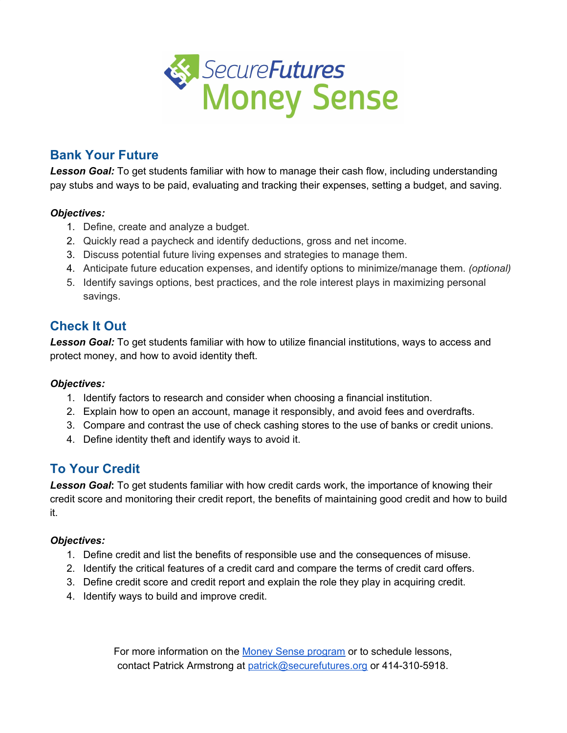# SecureFutures Money Sense

## Bank Your Future

***Lesson Goal:*** To get students familiar with how to manage their cash flow, including understanding pay stubs and ways to be paid, evaluating and tracking their expenses, setting a budget, and saving.

***Objectives:***

1. Define, create and analyze a budget.
2. Quickly read a paycheck and identify deductions, gross and net income.
3. Discuss potential future living expenses and strategies to manage them.
4. Anticipate future education expenses, and identify options to minimize/manage them. *(optional)*
5. Identify savings options, best practices, and the role interest plays in maximizing personal savings.

## Check It Out

***Lesson Goal:*** To get students familiar with how to utilize financial institutions, ways to access and protect money, and how to avoid identity theft.

***Objectives:***

1. Identify factors to research and consider when choosing a financial institution.
2. Explain how to open an account, manage it responsibly, and avoid fees and overdrafts.
3. Compare and contrast the use of check cashing stores to the use of banks or credit unions.
4. Define identity theft and identify ways to avoid it.

## To Your Credit

***Lesson Goal*:** To get students familiar with how credit cards work, the importance of knowing their credit score and monitoring their credit report, the benefits of maintaining good credit and how to build it.

***Objectives:***

1. Define credit and list the benefits of responsible use and the consequences of misuse.
2. Identify the critical features of a credit card and compare the terms of credit card offers.
3. Define credit score and credit report and explain the role they play in acquiring credit.
4. Identify ways to build and improve credit.

For more information on the Money Sense program or to schedule lessons, contact Patrick Armstrong at patrick@securefutures.org or 414-310-5918.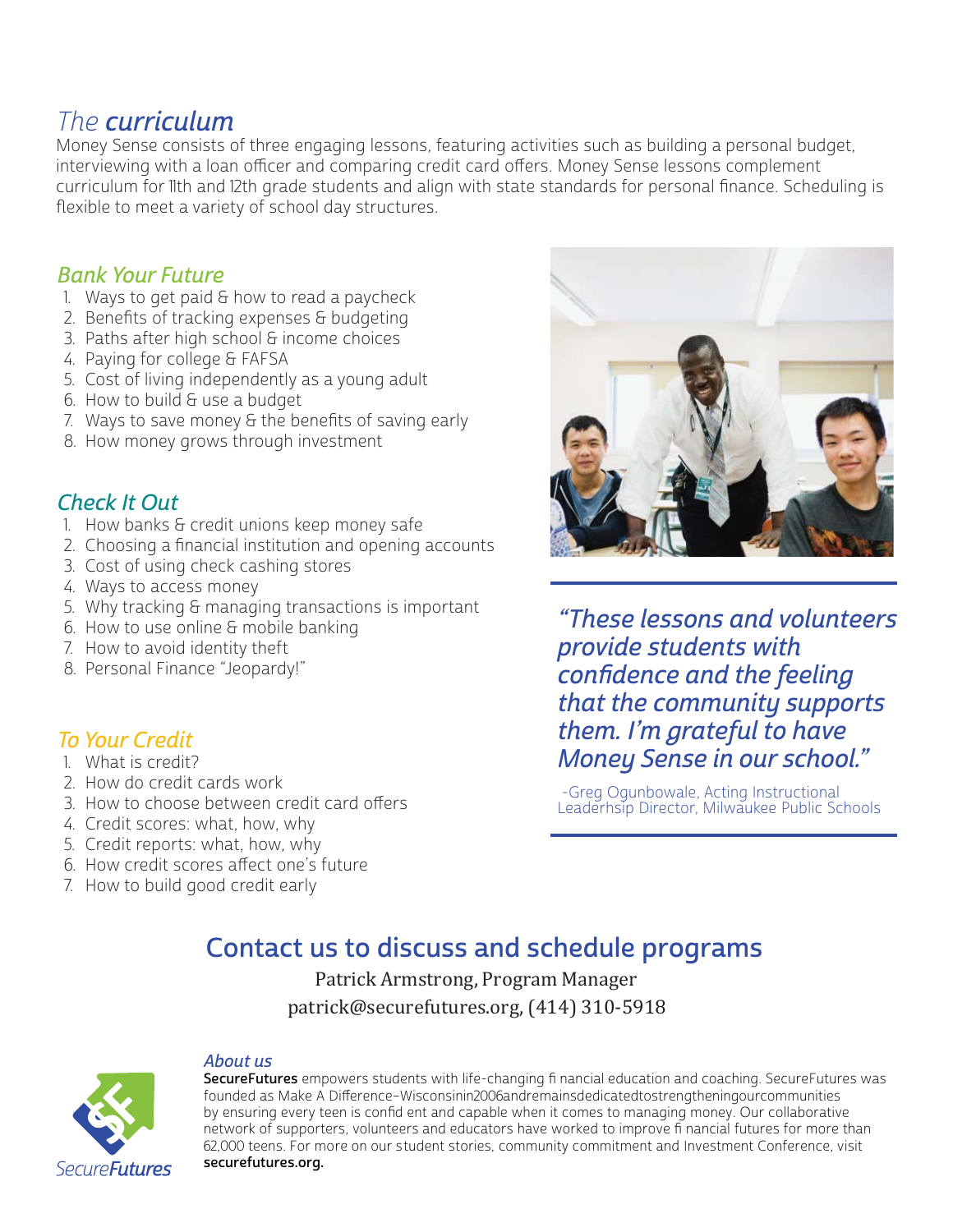## *The **curriculum***

Money Sense consists of three engaging lessons, featuring activities such as building a personal budget, interviewing with a loan officer and comparing credit card offers. Money Sense lessons complement curriculum for 11th and 12th grade students and align with state standards for personal finance. Scheduling is flexible to meet a variety of school day structures.

### *Bank Your Future*

1. Ways to get paid & how to read a paycheck
2. Benefits of tracking expenses & budgeting
3. Paths after high school & income choices
4. Paying for college & FAFSA
5. Cost of living independently as a young adult
6. How to build & use a budget
7. Ways to save money & the benefits of saving early
8. How money grows through investment

### *Check It Out*

1. How banks & credit unions keep money safe
2. Choosing a financial institution and opening accounts
3. Cost of using check cashing stores
4. Ways to access money
5. Why tracking & managing transactions is important
6. How to use online & mobile banking
7. How to avoid identity theft
8. Personal Finance "Jeopardy!"

### *To Your Credit*

1. What is credit?
2. How do credit cards work
3. How to choose between credit card offers
4. Credit scores: what, how, why
5. Credit reports: what, how, why
6. How credit scores affect one's future
7. How to build good credit early

> ***"These lessons and volunteers provide students with confidence and the feeling that the community supports them. I'm grateful to have Money Sense in our school."***
>
> -Greg Ogunbowale, Acting Instructional Leaderhsip Director, Milwaukee Public Schools

## Contact us to discuss and schedule programs

Patrick Armstrong, Program Manager
patrick@securefutures.org, (414) 310-5918

SecureFutures

### *About us*

**SecureFutures** empowers students with life-changing fi nancial education and coaching. SecureFutures was founded as Make A Difference–Wisconsinin2006andremainsdedicatedtostrengtheningourcommunities by ensuring every teen is confid ent and capable when it comes to managing money. Our collaborative network of supporters, volunteers and educators have worked to improve fi nancial futures for more than 62,000 teens. For more on our student stories, community commitment and Investment Conference, visit **securefutures.org.**